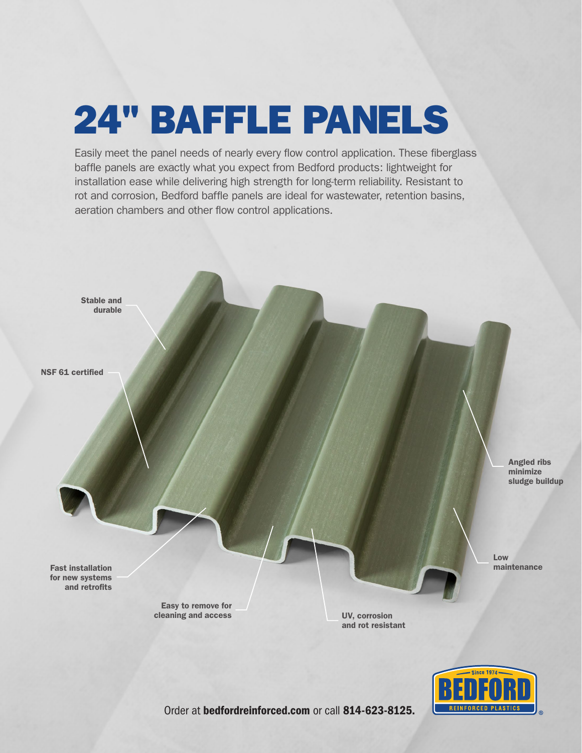# 24" BAFFLE PANELS

Easily meet the panel needs of nearly every flow control application. These fiberglass baffle panels are exactly what you expect from Bedford products: lightweight for installation ease while delivering high strength for long-term reliability. Resistant to rot and corrosion, Bedford baffle panels are ideal for wastewater, retention basins, aeration chambers and other flow control applications.

**Stable and durable**

**NSF 61 certified**

**Angled ribs minimize sludge buildup**

**Low maintenance**

**Fast installation for new systems and retrofits**

**Easy to remove for cleaning and access**

**UV, corrosion and rot resistant**

Order at **bedfordreinforced.com** or call **814-623-8125.**

Since 1974 BEDFORD REINFORCED PLASTICS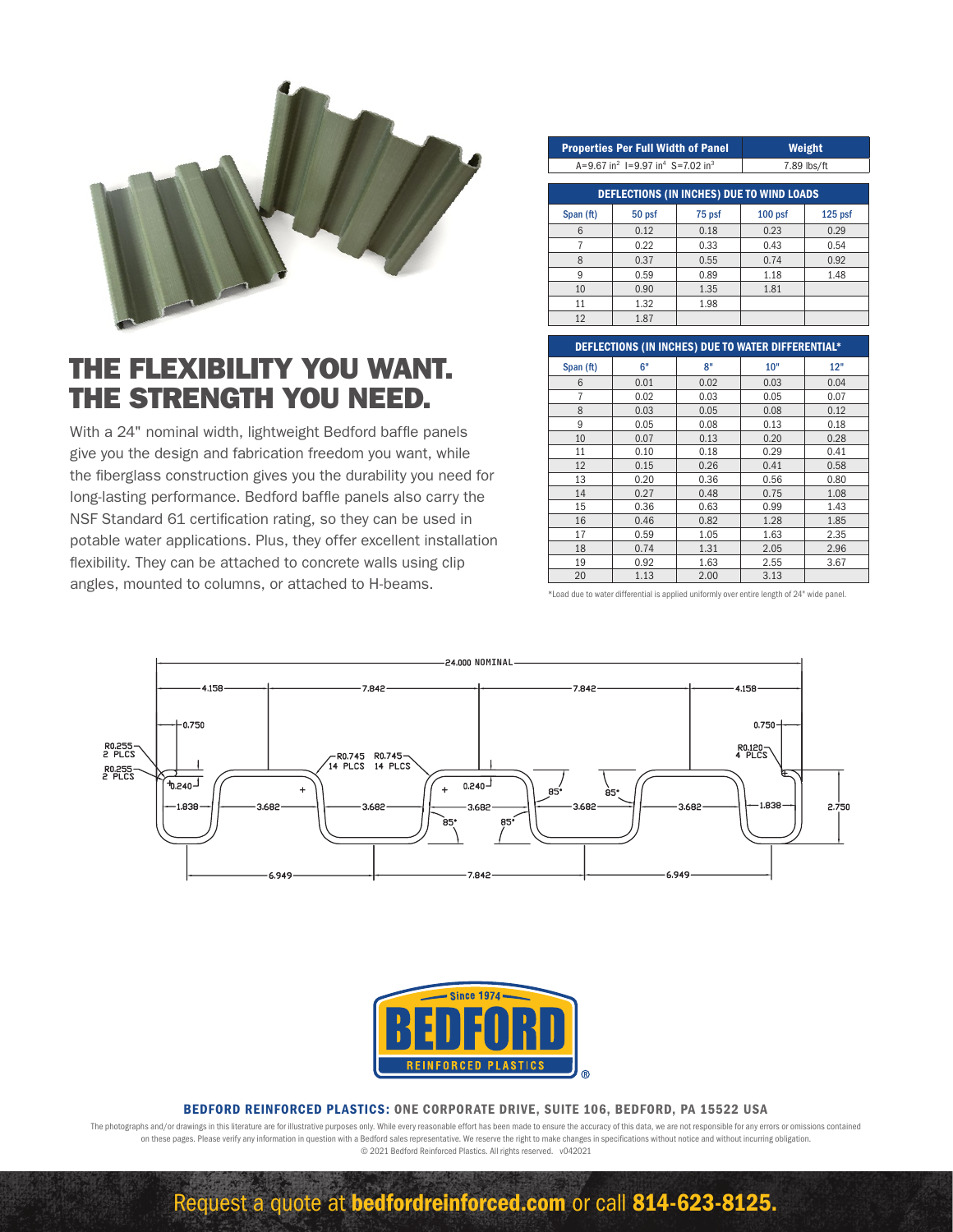# THE FLEXIBILITY YOU WANT. THE STRENGTH YOU NEED.

With a 24" nominal width, lightweight Bedford baffle panels give you the design and fabrication freedom you want, while the fiberglass construction gives you the durability you need for long-lasting performance. Bedford baffle panels also carry the NSF Standard 61 certification rating, so they can be used in potable water applications. Plus, they offer excellent installation flexibility. They can be attached to concrete walls using clip angles, mounted to columns, or attached to H-beams.

| Properties Per Full Width of Panel | Weight |
|---|---|
| A=9.67 in$^2$ I=9.97 in$^4$ S=7.02 in$^3$ | 7.89 lbs/ft |

| DEFLECTIONS (IN INCHES) DUE TO WIND LOADS | | | | |
|---|---|---|---|---|
| Span (ft) | 50 psf | 75 psf | 100 psf | 125 psf |
| 6 | 0.12 | 0.18 | 0.23 | 0.29 |
| 7 | 0.22 | 0.33 | 0.43 | 0.54 |
| 8 | 0.37 | 0.55 | 0.74 | 0.92 |
| 9 | 0.59 | 0.89 | 1.18 | 1.48 |
| 10 | 0.90 | 1.35 | 1.81 | |
| 11 | 1.32 | 1.98 | | |
| 12 | 1.87 | | | |

| DEFLECTIONS (IN INCHES) DUE TO WATER DIFFERENTIAL* | | | | |
|---|---|---|---|---|
| Span (ft) | 6" | 8" | 10" | 12" |
| 6 | 0.01 | 0.02 | 0.03 | 0.04 |
| 7 | 0.02 | 0.03 | 0.05 | 0.07 |
| 8 | 0.03 | 0.05 | 0.08 | 0.12 |
| 9 | 0.05 | 0.08 | 0.13 | 0.18 |
| 10 | 0.07 | 0.13 | 0.20 | 0.28 |
| 11 | 0.10 | 0.18 | 0.29 | 0.41 |
| 12 | 0.15 | 0.26 | 0.41 | 0.58 |
| 13 | 0.20 | 0.36 | 0.56 | 0.80 |
| 14 | 0.27 | 0.48 | 0.75 | 1.08 |
| 15 | 0.36 | 0.63 | 0.99 | 1.43 |
| 16 | 0.46 | 0.82 | 1.28 | 1.85 |
| 17 | 0.59 | 1.05 | 1.63 | 2.35 |
| 18 | 0.74 | 1.31 | 2.05 | 2.96 |
| 19 | 0.92 | 1.63 | 2.55 | 3.67 |
| 20 | 1.13 | 2.00 | 3.13 | |

*Load due to water differential is applied uniformly over entire length of 24" wide panel.

24.000 NOMINAL
4.158
7.842
7.842
4.158
0.750
0.750
R0.255 2 PLCS
R0.255 2 PLCS
R0.745 14 PLCS
R0.745 14 PLCS
R0.120 4 PLCS
0.240
0.240
85°
85°
85°
85°
1.838
3.682
3.682
3.682
3.682
3.682
1.838
2.750
6.949
7.842
6.949

Since 1974 BEDFORD REINFORCED PLASTICS

**BEDFORD REINFORCED PLASTICS: ONE CORPORATE DRIVE, SUITE 106, BEDFORD, PA 15522 USA**

The photographs and/or drawings in this literature are for illustrative purposes only. While every reasonable effort has been made to ensure the accuracy of this data, we are not responsible for any errors or omissions contained on these pages. Please verify any information in question with a Bedford sales representative. We reserve the right to make changes in specifications without notice and without incurring obligation.
© 2021 Bedford Reinforced Plastics. All rights reserved. v042021

Request a quote at **bedfordreinforced.com** or call **814-623-8125.**